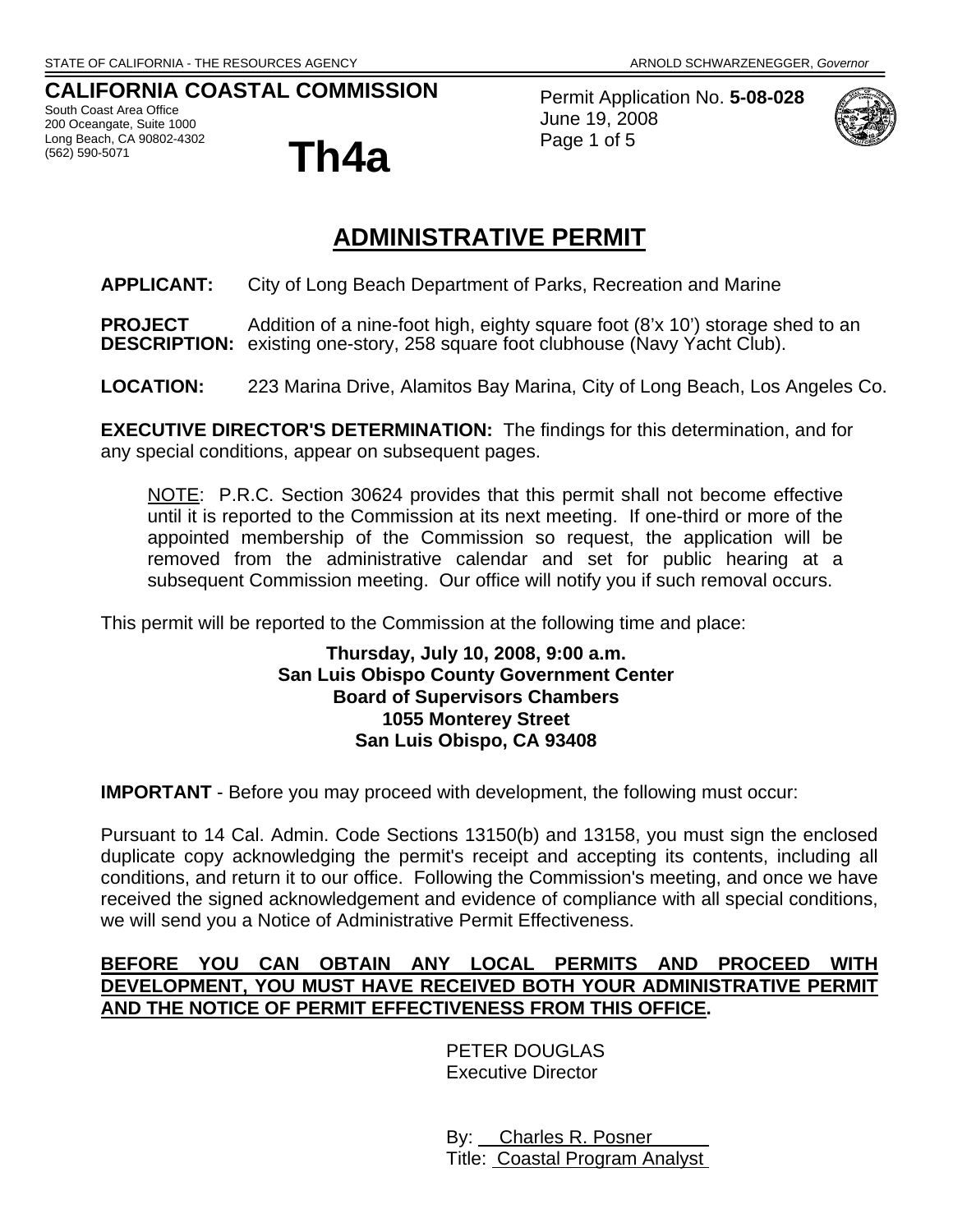STATE OF CALIFORNIA - THE RESOURCES AGENCY ARNOLD SCHWARZENEGGER, *Governor*

**CALIFORNIA COASTAL COMMISSION**

South Coast Area Office
200 Oceangate, Suite 1000
Long Beach, CA 90802-4302
(562) 590-5071

# Th4a

Permit Application No. **5-08-028**
June 19, 2008
Page 1 of 5

# ADMINISTRATIVE PERMIT

**APPLICANT:** City of Long Beach Department of Parks, Recreation and Marine

**PROJECT DESCRIPTION:** Addition of a nine-foot high, eighty square foot (8'x 10') storage shed to an existing one-story, 258 square foot clubhouse (Navy Yacht Club).

**LOCATION:** 223 Marina Drive, Alamitos Bay Marina, City of Long Beach, Los Angeles Co.

**EXECUTIVE DIRECTOR'S DETERMINATION:** The findings for this determination, and for any special conditions, appear on subsequent pages.

> NOTE: P.R.C. Section 30624 provides that this permit shall not become effective until it is reported to the Commission at its next meeting. If one-third or more of the appointed membership of the Commission so request, the application will be removed from the administrative calendar and set for public hearing at a subsequent Commission meeting. Our office will notify you if such removal occurs.

This permit will be reported to the Commission at the following time and place:

**Thursday, July 10, 2008, 9:00 a.m.**
**San Luis Obispo County Government Center**
**Board of Supervisors Chambers**
**1055 Monterey Street**
**San Luis Obispo, CA 93408**

**IMPORTANT** - Before you may proceed with development, the following must occur:

Pursuant to 14 Cal. Admin. Code Sections 13150(b) and 13158, you must sign the enclosed duplicate copy acknowledging the permit's receipt and accepting its contents, including all conditions, and return it to our office. Following the Commission's meeting, and once we have received the signed acknowledgement and evidence of compliance with all special conditions, we will send you a Notice of Administrative Permit Effectiveness.

**BEFORE YOU CAN OBTAIN ANY LOCAL PERMITS AND PROCEED WITH DEVELOPMENT, YOU MUST HAVE RECEIVED BOTH YOUR ADMINISTRATIVE PERMIT AND THE NOTICE OF PERMIT EFFECTIVENESS FROM THIS OFFICE.**

PETER DOUGLAS
Executive Director

By: Charles R. Posner
Title: Coastal Program Analyst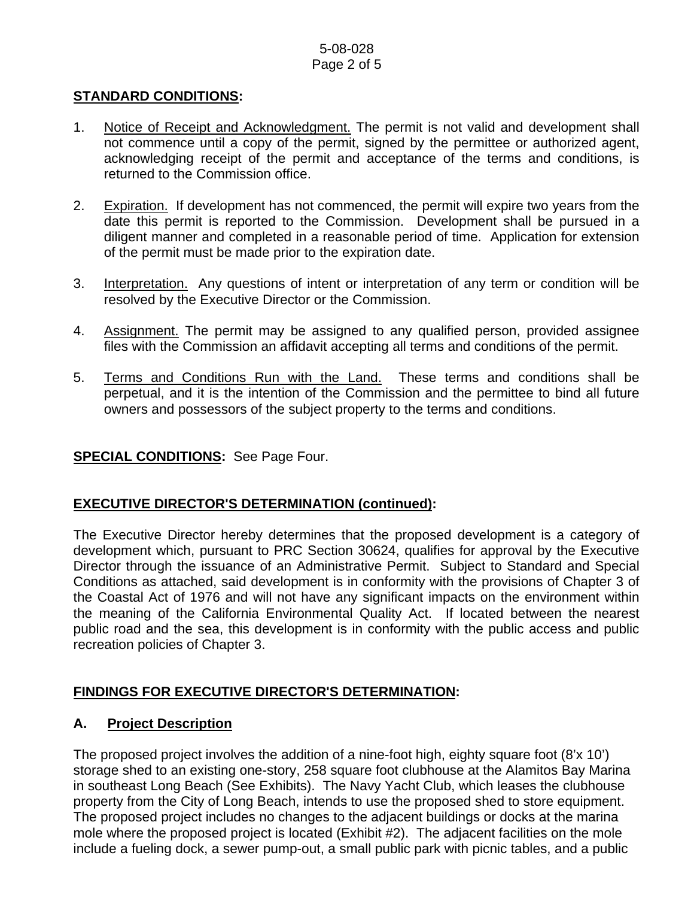**STANDARD CONDITIONS:**

1. Notice of Receipt and Acknowledgment. The permit is not valid and development shall not commence until a copy of the permit, signed by the permittee or authorized agent, acknowledging receipt of the permit and acceptance of the terms and conditions, is returned to the Commission office.

2. Expiration. If development has not commenced, the permit will expire two years from the date this permit is reported to the Commission. Development shall be pursued in a diligent manner and completed in a reasonable period of time. Application for extension of the permit must be made prior to the expiration date.

3. Interpretation. Any questions of intent or interpretation of any term or condition will be resolved by the Executive Director or the Commission.

4. Assignment. The permit may be assigned to any qualified person, provided assignee files with the Commission an affidavit accepting all terms and conditions of the permit.

5. Terms and Conditions Run with the Land. These terms and conditions shall be perpetual, and it is the intention of the Commission and the permittee to bind all future owners and possessors of the subject property to the terms and conditions.

**SPECIAL CONDITIONS:** See Page Four.

**EXECUTIVE DIRECTOR'S DETERMINATION (continued):**

The Executive Director hereby determines that the proposed development is a category of development which, pursuant to PRC Section 30624, qualifies for approval by the Executive Director through the issuance of an Administrative Permit. Subject to Standard and Special Conditions as attached, said development is in conformity with the provisions of Chapter 3 of the Coastal Act of 1976 and will not have any significant impacts on the environment within the meaning of the California Environmental Quality Act. If located between the nearest public road and the sea, this development is in conformity with the public access and public recreation policies of Chapter 3.

**FINDINGS FOR EXECUTIVE DIRECTOR'S DETERMINATION:**

## A. Project Description

The proposed project involves the addition of a nine-foot high, eighty square foot (8'x 10') storage shed to an existing one-story, 258 square foot clubhouse at the Alamitos Bay Marina in southeast Long Beach (See Exhibits). The Navy Yacht Club, which leases the clubhouse property from the City of Long Beach, intends to use the proposed shed to store equipment. The proposed project includes no changes to the adjacent buildings or docks at the marina mole where the proposed project is located (Exhibit #2). The adjacent facilities on the mole include a fueling dock, a sewer pump-out, a small public park with picnic tables, and a public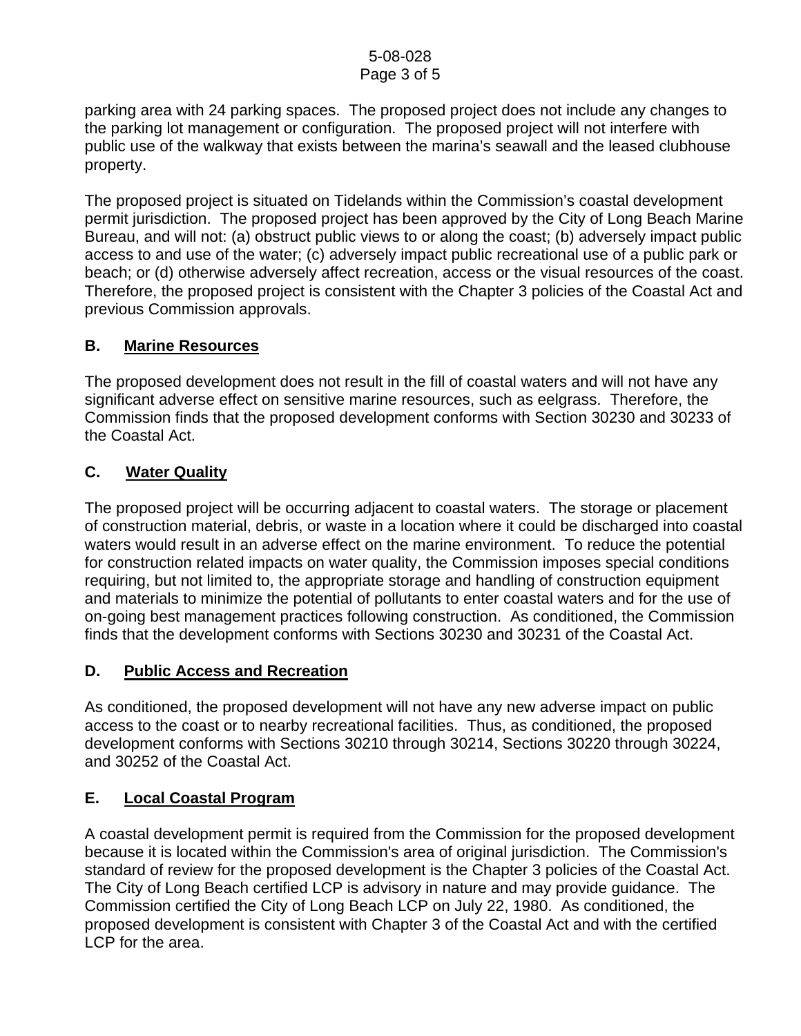parking area with 24 parking spaces. The proposed project does not include any changes to the parking lot management or configuration. The proposed project will not interfere with public use of the walkway that exists between the marina's seawall and the leased clubhouse property.

The proposed project is situated on Tidelands within the Commission's coastal development permit jurisdiction. The proposed project has been approved by the City of Long Beach Marine Bureau, and will not: (a) obstruct public views to or along the coast; (b) adversely impact public access to and use of the water; (c) adversely impact public recreational use of a public park or beach; or (d) otherwise adversely affect recreation, access or the visual resources of the coast. Therefore, the proposed project is consistent with the Chapter 3 policies of the Coastal Act and previous Commission approvals.

## B. Marine Resources

The proposed development does not result in the fill of coastal waters and will not have any significant adverse effect on sensitive marine resources, such as eelgrass. Therefore, the Commission finds that the proposed development conforms with Section 30230 and 30233 of the Coastal Act.

## C. Water Quality

The proposed project will be occurring adjacent to coastal waters. The storage or placement of construction material, debris, or waste in a location where it could be discharged into coastal waters would result in an adverse effect on the marine environment. To reduce the potential for construction related impacts on water quality, the Commission imposes special conditions requiring, but not limited to, the appropriate storage and handling of construction equipment and materials to minimize the potential of pollutants to enter coastal waters and for the use of on-going best management practices following construction. As conditioned, the Commission finds that the development conforms with Sections 30230 and 30231 of the Coastal Act.

## D. Public Access and Recreation

As conditioned, the proposed development will not have any new adverse impact on public access to the coast or to nearby recreational facilities. Thus, as conditioned, the proposed development conforms with Sections 30210 through 30214, Sections 30220 through 30224, and 30252 of the Coastal Act.

## E. Local Coastal Program

A coastal development permit is required from the Commission for the proposed development because it is located within the Commission's area of original jurisdiction. The Commission's standard of review for the proposed development is the Chapter 3 policies of the Coastal Act. The City of Long Beach certified LCP is advisory in nature and may provide guidance. The Commission certified the City of Long Beach LCP on July 22, 1980. As conditioned, the proposed development is consistent with Chapter 3 of the Coastal Act and with the certified LCP for the area.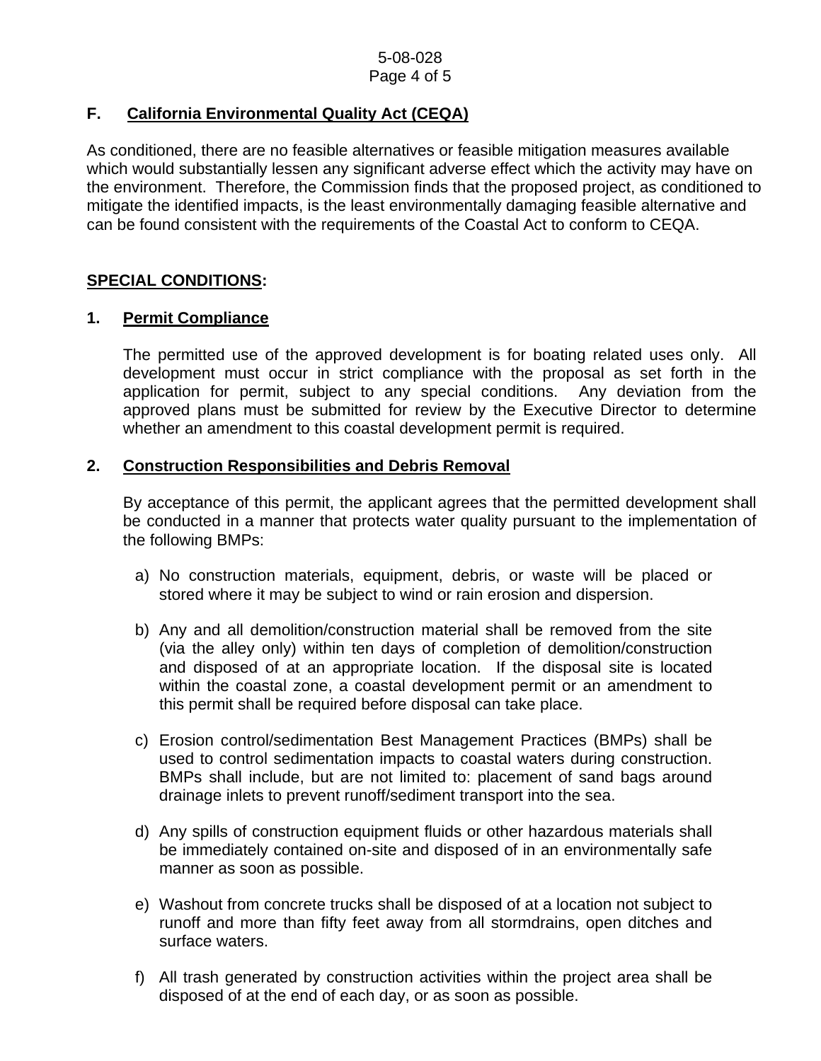## F. California Environmental Quality Act (CEQA)

As conditioned, there are no feasible alternatives or feasible mitigation measures available which would substantially lessen any significant adverse effect which the activity may have on the environment. Therefore, the Commission finds that the proposed project, as conditioned to mitigate the identified impacts, is the least environmentally damaging feasible alternative and can be found consistent with the requirements of the Coastal Act to conform to CEQA.

## SPECIAL CONDITIONS:

### 1. Permit Compliance

The permitted use of the approved development is for boating related uses only. All development must occur in strict compliance with the proposal as set forth in the application for permit, subject to any special conditions. Any deviation from the approved plans must be submitted for review by the Executive Director to determine whether an amendment to this coastal development permit is required.

### 2. Construction Responsibilities and Debris Removal

By acceptance of this permit, the applicant agrees that the permitted development shall be conducted in a manner that protects water quality pursuant to the implementation of the following BMPs:

a) No construction materials, equipment, debris, or waste will be placed or stored where it may be subject to wind or rain erosion and dispersion.

b) Any and all demolition/construction material shall be removed from the site (via the alley only) within ten days of completion of demolition/construction and disposed of at an appropriate location. If the disposal site is located within the coastal zone, a coastal development permit or an amendment to this permit shall be required before disposal can take place.

c) Erosion control/sedimentation Best Management Practices (BMPs) shall be used to control sedimentation impacts to coastal waters during construction. BMPs shall include, but are not limited to: placement of sand bags around drainage inlets to prevent runoff/sediment transport into the sea.

d) Any spills of construction equipment fluids or other hazardous materials shall be immediately contained on-site and disposed of in an environmentally safe manner as soon as possible.

e) Washout from concrete trucks shall be disposed of at a location not subject to runoff and more than fifty feet away from all stormdrains, open ditches and surface waters.

f) All trash generated by construction activities within the project area shall be disposed of at the end of each day, or as soon as possible.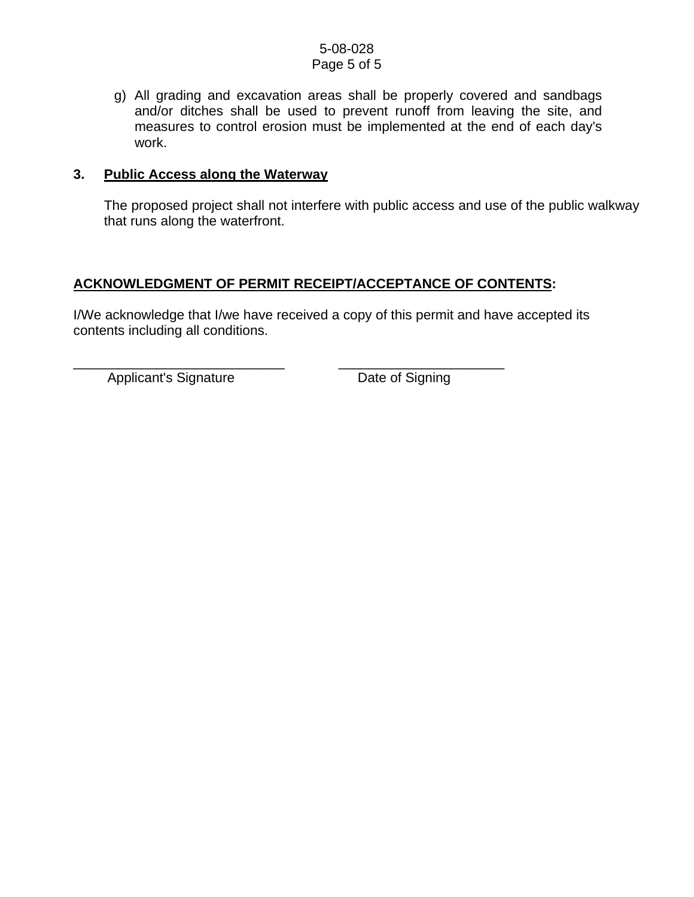g) All grading and excavation areas shall be properly covered and sandbags and/or ditches shall be used to prevent runoff from leaving the site, and measures to control erosion must be implemented at the end of each day's work.

**3. Public Access along the Waterway**

The proposed project shall not interfere with public access and use of the public walkway that runs along the waterfront.

**ACKNOWLEDGMENT OF PERMIT RECEIPT/ACCEPTANCE OF CONTENTS:**

I/We acknowledge that I/we have received a copy of this permit and have accepted its contents including all conditions.

_____________________________ ______________________

Applicant's Signature Date of Signing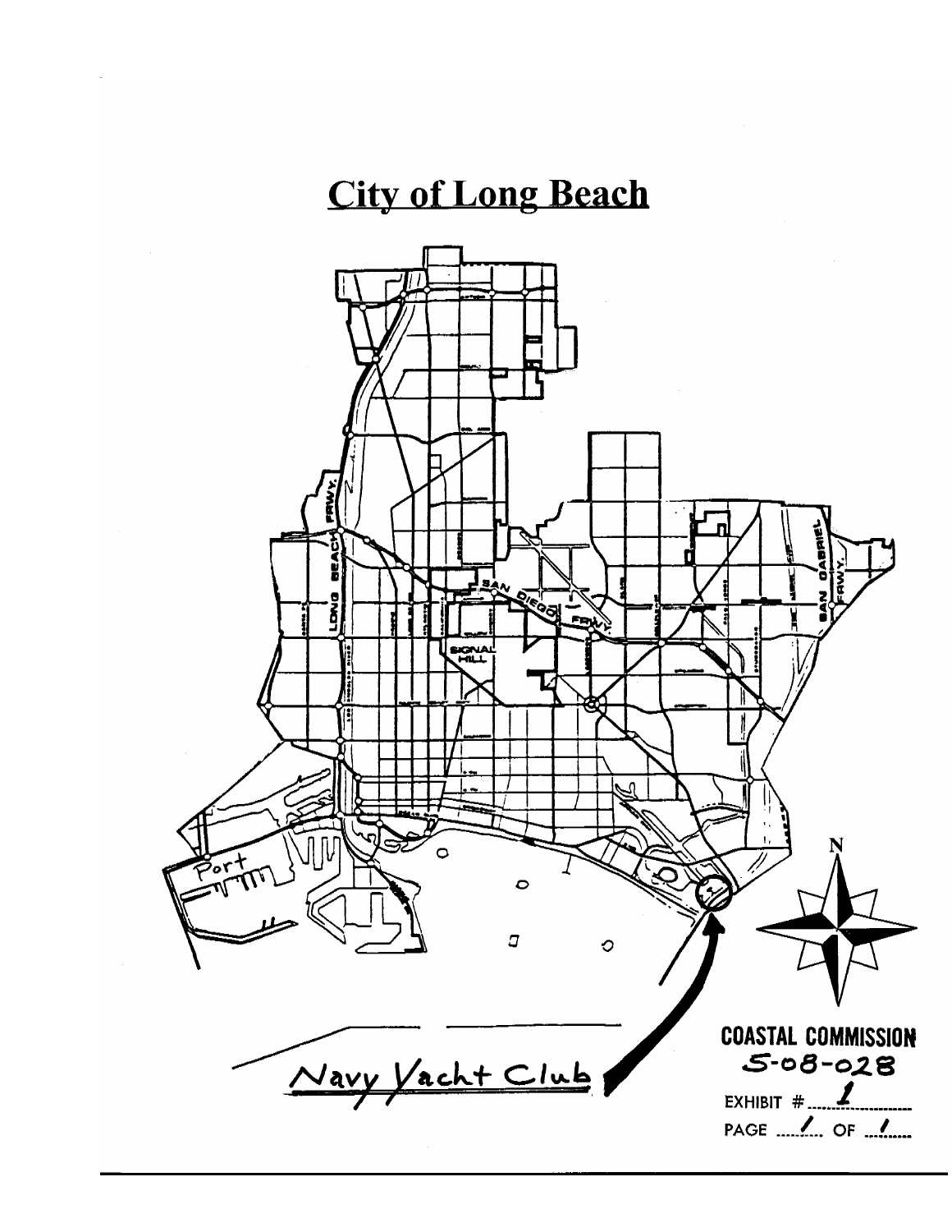# City of Long Beach

Port

SIGNAL HILL

LONG BEACH FRWY.

SAN DIEGO FRWY.

SAN GABRIEL FRWY.

N

Navy Yacht Club

COASTAL COMMISSION
5-08-028

EXHIBIT # 1

PAGE 1 OF 1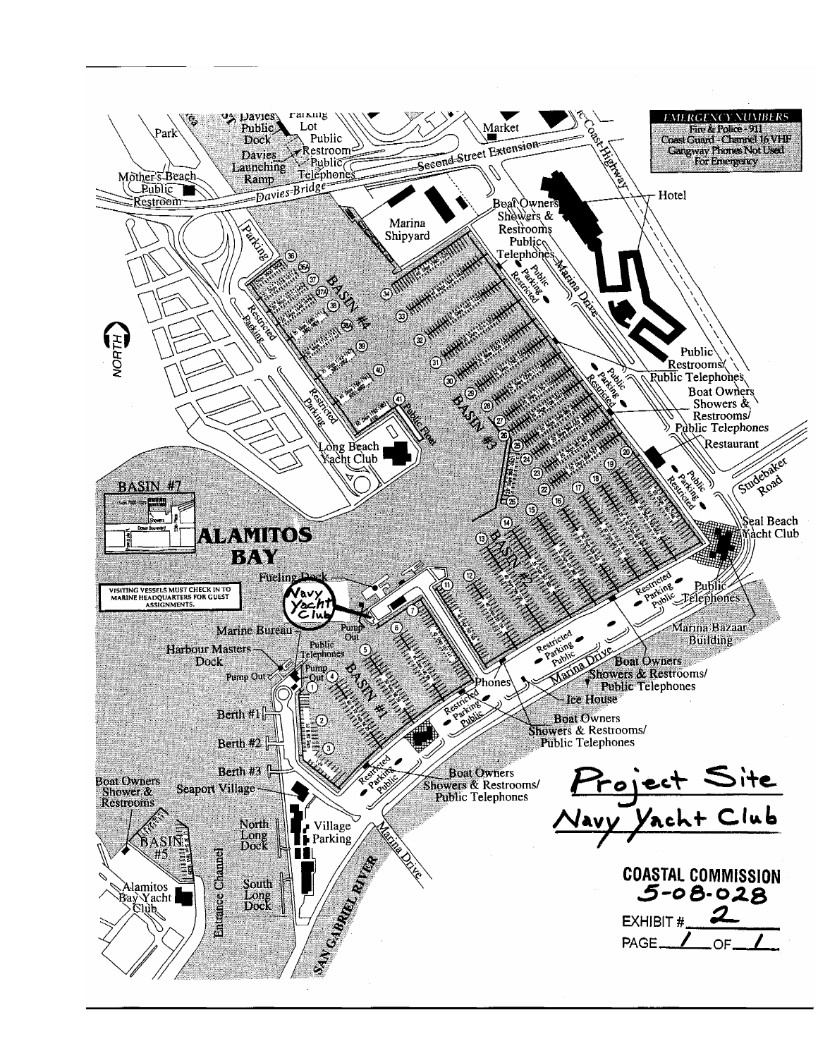EMERGENCY NUMBERS
Fire & Police - 911
Coast Guard - Channel 16 VHF
Gangway Phones Not Used For Emergency

VISITING VESSELS MUST CHECK IN TO MARINE HEADQUARTERS FOR GUEST ASSIGNMENTS.

ALAMITOS BAY

Project Site
Navy Yacht Club

COASTAL COMMISSION
5-08-028
EXHIBIT # 2
PAGE 1 OF 1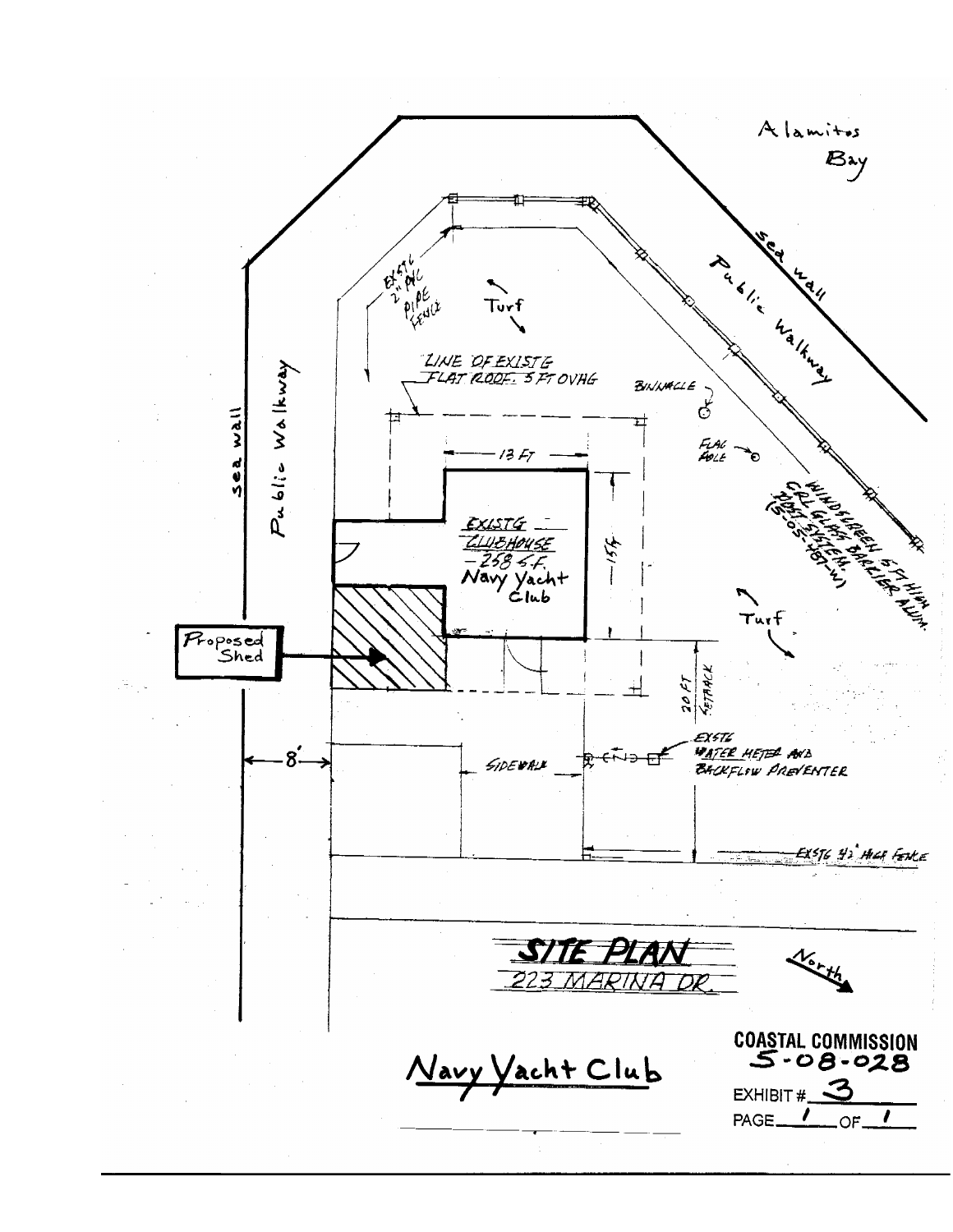Alamitos Bay

sea wall

Public Walkway

sea wall

Public Walkway

EXSTG 2" PVC PIPE FENCE

Turf

LINE OF EXISTG FLAT ROOF. 5 FT OVHG

BINNACLE

FLAG POLE

WINDSCREEN 5 FT HIGH CRL GLASS BARRIER ALUM. POST SYSTEM (5-05-487-W)

13 FT

15 FT

EXISTG CLUBHOUSE 258 S.F. Navy Yacht Club

Turf

Proposed Shed

20 FT SETBACK

8'

SIDEWALK

EXSTG WATER METER AND BACKFLOW PREVENTER

EXSTG 42" HIGH FENCE

SITE PLAN
223 MARINA DR.

North

Navy Yacht Club

COASTAL COMMISSION
5-08-028

EXHIBIT # 3

PAGE 1 OF 1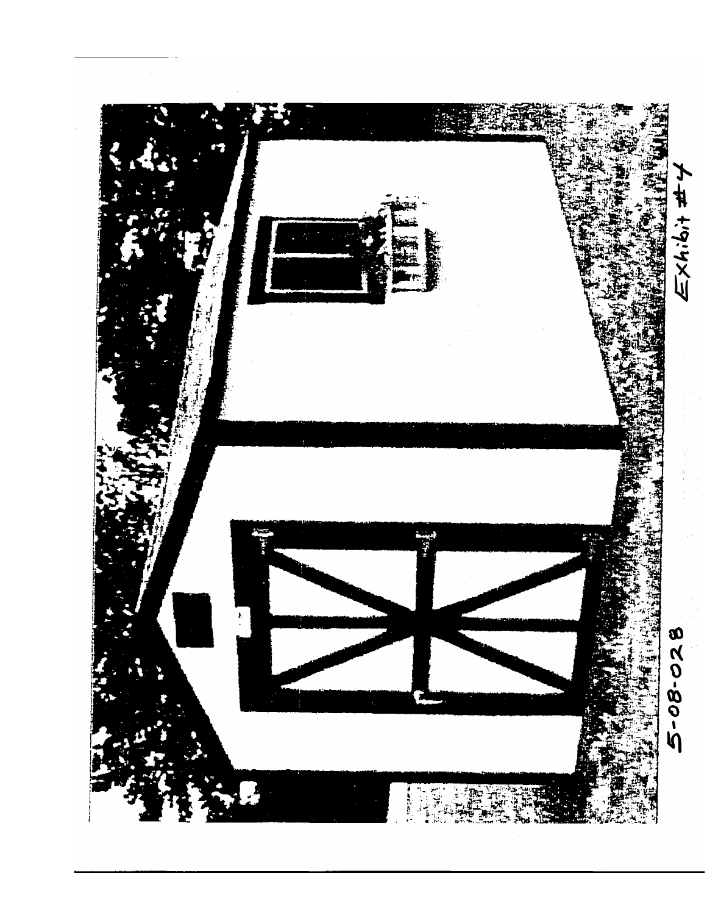5-08-028

Exhibit #4